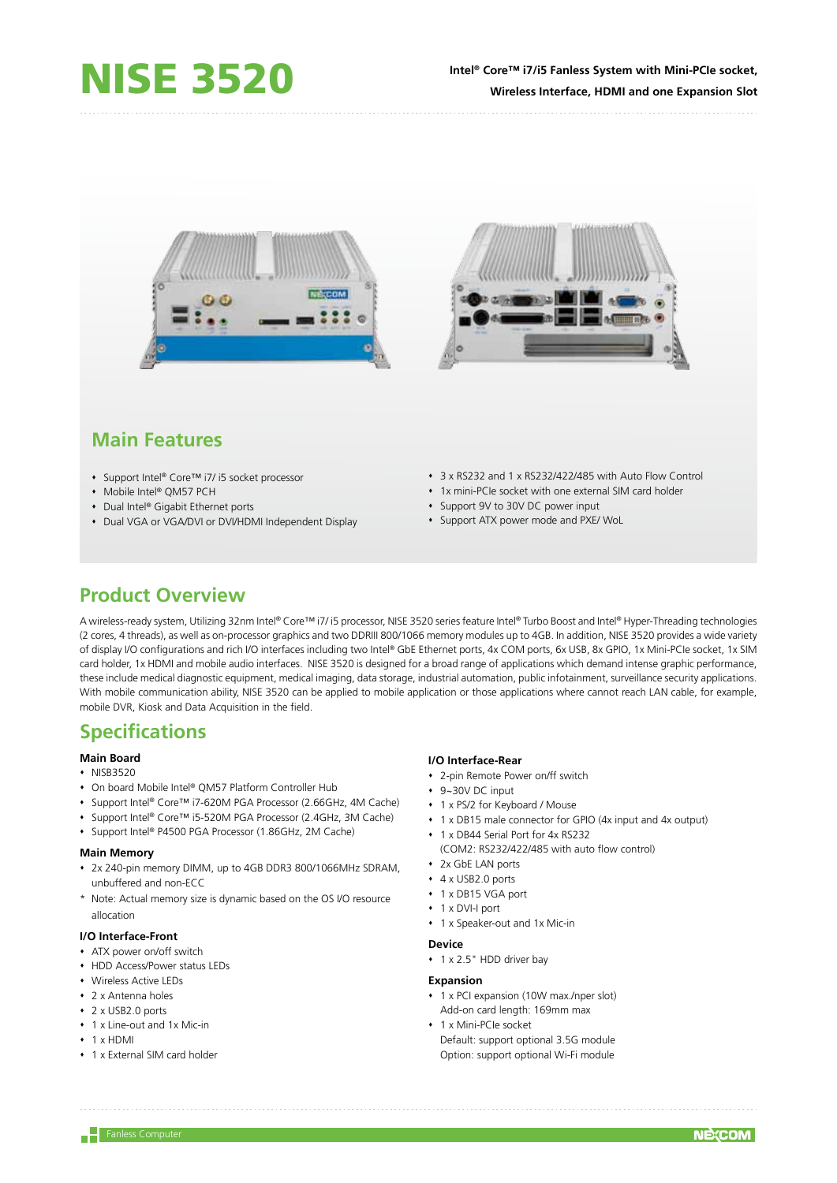# NISE 3520

**Intel® Core™ i7/i5 Fanless System with Mini-PCIe socket, Wireless Interface, HDMI and one Expansion Slot**

## Main Features

- Support Intel® Core™ i7/ i5 socket processor
- Mobile Intel® QM57 PCH
- Dual Intel® Gigabit Ethernet ports
- Dual VGA or VGA/DVI or DVI/HDMI Independent Display
- 3 x RS232 and 1 x RS232/422/485 with Auto Flow Control
- 1x mini-PCIe socket with one external SIM card holder
- Support 9V to 30V DC power input
- Support ATX power mode and PXE/ WoL

## Product Overview

A wireless-ready system, Utilizing 32nm Intel® Core™ i7/ i5 processor, NISE 3520 series feature Intel® Turbo Boost and Intel® Hyper-Threading technologies (2 cores, 4 threads), as well as on-processor graphics and two DDRIII 800/1066 memory modules up to 4GB. In addition, NISE 3520 provides a wide variety of display I/O configurations and rich I/O interfaces including two Intel® GbE Ethernet ports, 4x COM ports, 6x USB, 8x GPIO, 1x Mini-PCIe socket, 1x SIM card holder, 1x HDMI and mobile audio interfaces. NISE 3520 is designed for a broad range of applications which demand intense graphic performance, these include medical diagnostic equipment, medical imaging, data storage, industrial automation, public infotainment, surveillance security applications. With mobile communication ability, NISE 3520 can be applied to mobile application or those applications where cannot reach LAN cable, for example, mobile DVR, Kiosk and Data Acquisition in the field.

## Specifications

### Main Board

- NISB3520
- On board Mobile Intel® QM57 Platform Controller Hub
- Support Intel® Core™ i7-620M PGA Processor (2.66GHz, 4M Cache)
- Support Intel® Core™ i5-520M PGA Processor (2.4GHz, 3M Cache)
- Support Intel® P4500 PGA Processor (1.86GHz, 2M Cache)

### Main Memory

- 2x 240-pin memory DIMM, up to 4GB DDR3 800/1066MHz SDRAM, unbuffered and non-ECC

\* Note: Actual memory size is dynamic based on the OS I/O resource allocation

### I/O Interface-Front

- ATX power on/off switch
- HDD Access/Power status LEDs
- Wireless Active LEDs
- 2 x Antenna holes
- 2 x USB2.0 ports
- 1 x Line-out and 1x Mic-in
- 1 x HDMI
- 1 x External SIM card holder

### I/O Interface-Rear

- 2-pin Remote Power on/ff switch
- 9~30V DC input
- 1 x PS/2 for Keyboard / Mouse
- 1 x DB15 male connector for GPIO (4x input and 4x output)
- 1 x DB44 Serial Port for 4x RS232 (COM2: RS232/422/485 with auto flow control)
- 2x GbE LAN ports
- 4 x USB2.0 ports
- 1 x DB15 VGA port
- 1 x DVI-I port
- 1 x Speaker-out and 1x Mic-in

### Device

- 1 x 2.5" HDD driver bay

### Expansion

- 1 x PCI expansion (10W max./nper slot)
  Add-on card length: 169mm max
- 1 x Mini-PCIe socket
  Default: support optional 3.5G module
  Option: support optional Wi-Fi module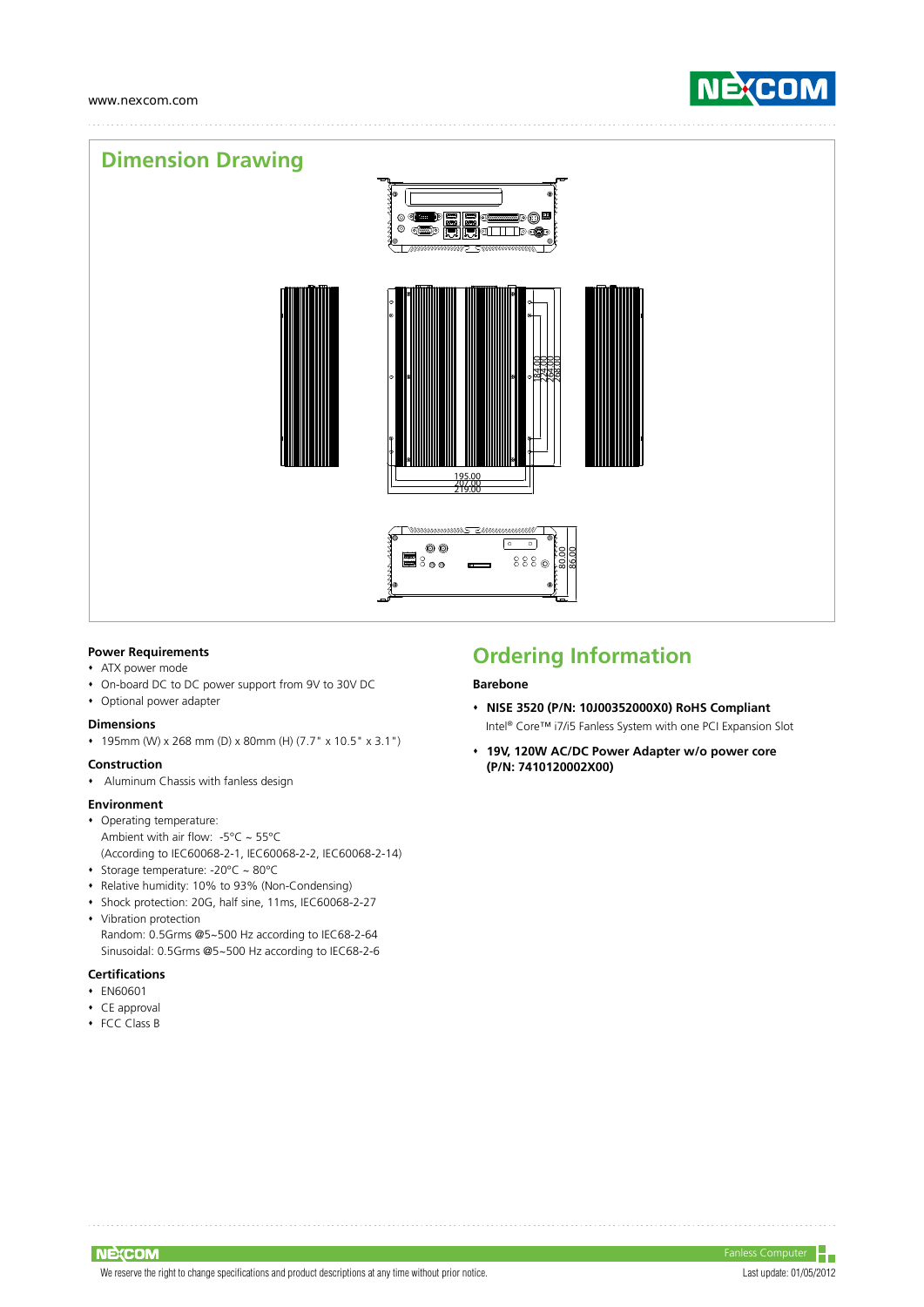## Dimension Drawing

195.00
207.00
219.00

184.00
224.00
244.00
268.00

80.00
86.00

### Power Requirements

- ATX power mode
- On-board DC to DC power support from 9V to 30V DC
- Optional power adapter

### Dimensions

- 195mm (W) x 268 mm (D) x 80mm (H) (7.7" x 10.5" x 3.1")

### Construction

- Aluminum Chassis with fanless design

### Environment

- Operating temperature:
  Ambient with air flow: -5°C ~ 55°C
  (According to IEC60068-2-1, IEC60068-2-2, IEC60068-2-14)
- Storage temperature: -20°C ~ 80°C
- Relative humidity: 10% to 93% (Non-Condensing)
- Shock protection: 20G, half sine, 11ms, IEC60068-2-27
- Vibration protection
  Random: 0.5Grms @5~500 Hz according to IEC68-2-64
  Sinusoidal: 0.5Grms @5~500 Hz according to IEC68-2-6

### Certifications

- EN60601
- CE approval
- FCC Class B

## Ordering Information

### Barebone

- **NISE 3520 (P/N: 10J00352000X0) RoHS Compliant**
  Intel® Core™ i7/i5 Fanless System with one PCI Expansion Slot
- **19V, 120W AC/DC Power Adapter w/o power core (P/N: 7410120002X00)**

We reserve the right to change specifications and product descriptions at any time without prior notice.

Last update: 01/05/2012